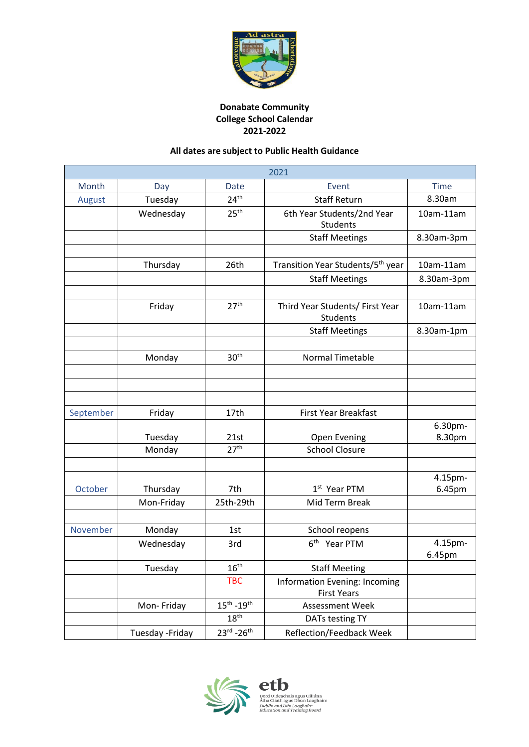**Donabate Community College School Calendar 2021-2022**

**All dates are subject to Public Health Guidance**

| 2021 | | | | |
|---|---|---|---|---|
| Month | Day | Date | Event | Time |
| August | Tuesday | 24th | Staff Return | 8.30am |
| | Wednesday | 25th | 6th Year Students/2nd Year Students | 10am-11am |
| | | | Staff Meetings | 8.30am-3pm |
| | | | | |
| | Thursday | 26th | Transition Year Students/5th year | 10am-11am |
| | | | Staff Meetings | 8.30am-3pm |
| | | | | |
| | Friday | 27th | Third Year Students/ First Year Students | 10am-11am |
| | | | Staff Meetings | 8.30am-1pm |
| | | | | |
| | Monday | 30th | Normal Timetable | |
| | | | | |
| | | | | |
| | | | | |
| September | Friday | 17th | First Year Breakfast | |
| | Tuesday | 21st | Open Evening | 6.30pm-8.30pm |
| | Monday | 27th | School Closure | |
| | | | | |
| October | Thursday | 7th | 1st Year PTM | 4.15pm-6.45pm |
| | Mon-Friday | 25th-29th | Mid Term Break | |
| | | | | |
| November | Monday | 1st | School reopens | |
| | Wednesday | 3rd | 6th Year PTM | 4.15pm-6.45pm |
| | Tuesday | 16th | Staff Meeting | |
| | | TBC | Information Evening: Incoming First Years | |
| | Mon- Friday | 15th -19th | Assessment Week | |
| | | 18th | DATs testing TY | |
| | Tuesday -Friday | 23rd -26th | Reflection/Feedback Week | |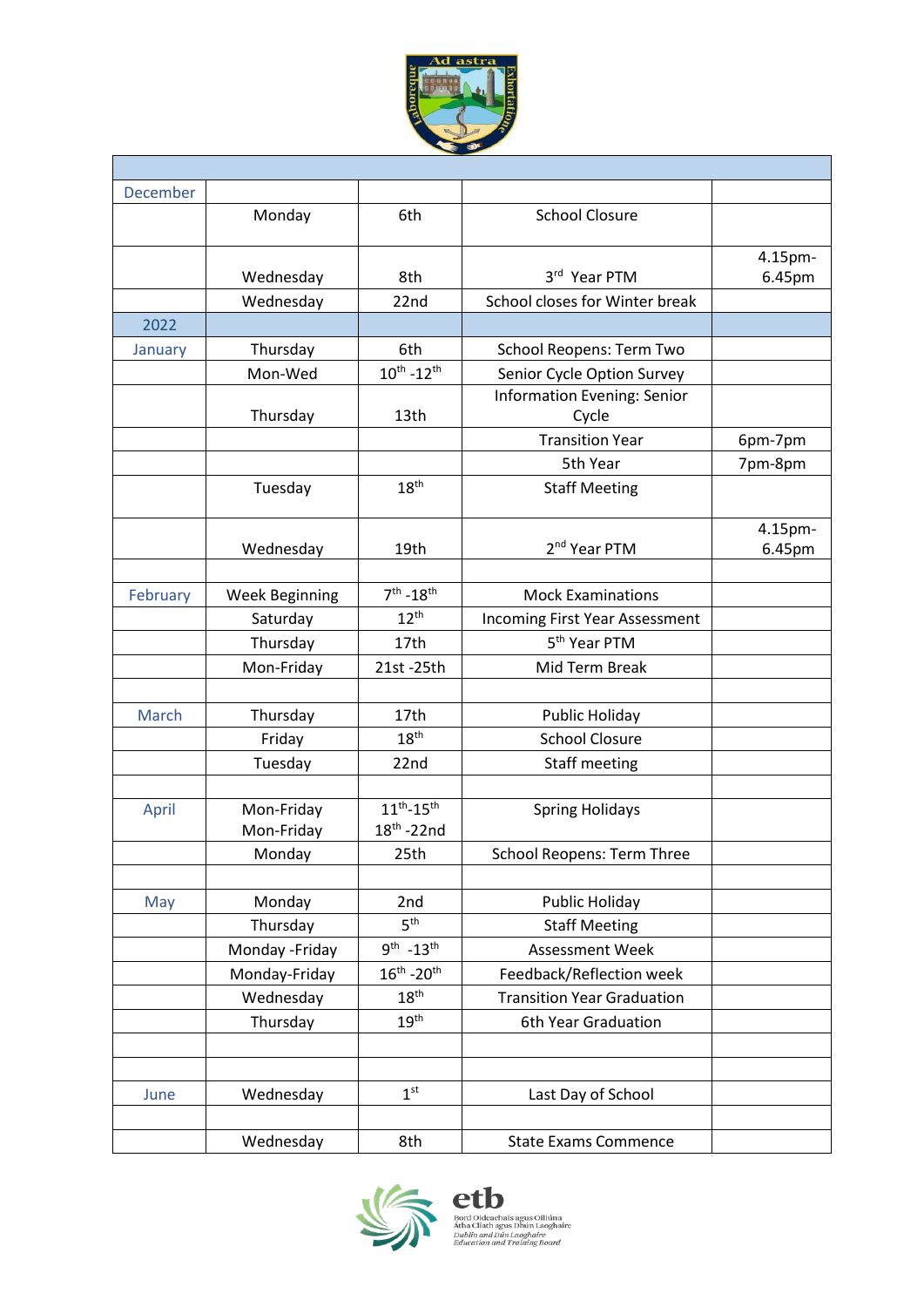| | | | | |
|---|---|---|---|---|
| December | | | | |
| | Monday | 6th | School Closure | |
| | Wednesday | 8th | 3rd Year PTM | 4.15pm-6.45pm |
| | Wednesday | 22nd | School closes for Winter break | |
| 2022 | | | | |
| January | Thursday | 6th | School Reopens: Term Two | |
| | Mon-Wed | 10th -12th | Senior Cycle Option Survey | |
| | Thursday | 13th | Information Evening: Senior Cycle | |
| | | | Transition Year | 6pm-7pm |
| | | | 5th Year | 7pm-8pm |
| | Tuesday | 18th | Staff Meeting | |
| | Wednesday | 19th | 2nd Year PTM | 4.15pm-6.45pm |
| | | | | |
| February | Week Beginning | 7th -18th | Mock Examinations | |
| | Saturday | 12th | Incoming First Year Assessment | |
| | Thursday | 17th | 5th Year PTM | |
| | Mon-Friday | 21st -25th | Mid Term Break | |
| | | | | |
| March | Thursday | 17th | Public Holiday | |
| | Friday | 18th | School Closure | |
| | Tuesday | 22nd | Staff meeting | |
| | | | | |
| April | Mon-Friday<br>Mon-Friday | 11th-15th<br>18th -22nd | Spring Holidays | |
| | Monday | 25th | School Reopens: Term Three | |
| | | | | |
| May | Monday | 2nd | Public Holiday | |
| | Thursday | 5th | Staff Meeting | |
| | Monday -Friday | 9th -13th | Assessment Week | |
| | Monday-Friday | 16th -20th | Feedback/Reflection week | |
| | Wednesday | 18th | Transition Year Graduation | |
| | Thursday | 19th | 6th Year Graduation | |
| | | | | |
| | | | | |
| June | Wednesday | 1st | Last Day of School | |
| | | | | |
| | Wednesday | 8th | State Exams Commence | |